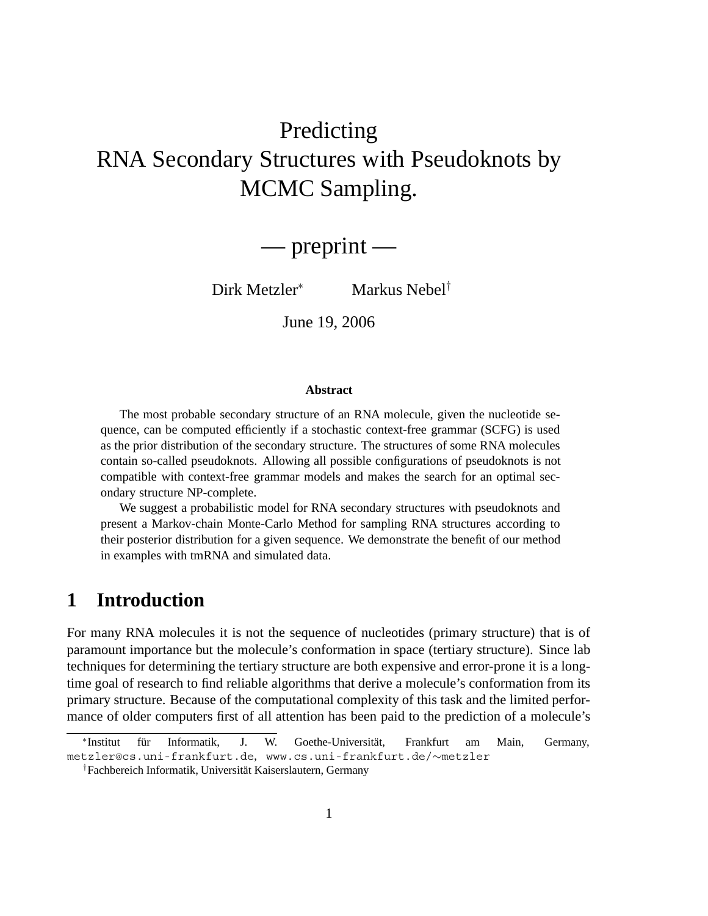# Predicting RNA Secondary Structures with Pseudoknots by MCMC Sampling.

— preprint —

Dirk Metzler[*] Markus Nebel[†]

June 19, 2006

**Abstract**

The most probable secondary structure of an RNA molecule, given the nucleotide sequence, can be computed efficiently if a stochastic context-free grammar (SCFG) is used as the prior distribution of the secondary structure. The structures of some RNA molecules contain so-called pseudoknots. Allowing all possible configurations of pseudoknots is not compatible with context-free grammar models and makes the search for an optimal secondary structure NP-complete.

We suggest a probabilistic model for RNA secondary structures with pseudoknots and present a Markov-chain Monte-Carlo Method for sampling RNA structures according to their posterior distribution for a given sequence. We demonstrate the benefit of our method in examples with tmRNA and simulated data.

## 1 Introduction

For many RNA molecules it is not the sequence of nucleotides (primary structure) that is of paramount importance but the molecule's conformation in space (tertiary structure). Since lab techniques for determining the tertiary structure are both expensive and error-prone it is a long-time goal of research to find reliable algorithms that derive a molecule's conformation from its primary structure. Because of the computational complexity of this task and the limited performance of older computers first of all attention has been paid to the prediction of a molecule's

[*] Institut für Informatik, J. W. Goethe-Universität, Frankfurt am Main, Germany, metzler@cs.uni-frankfurt.de, www.cs.uni-frankfurt.de/∼metzler

[†] Fachbereich Informatik, Universität Kaiserslautern, Germany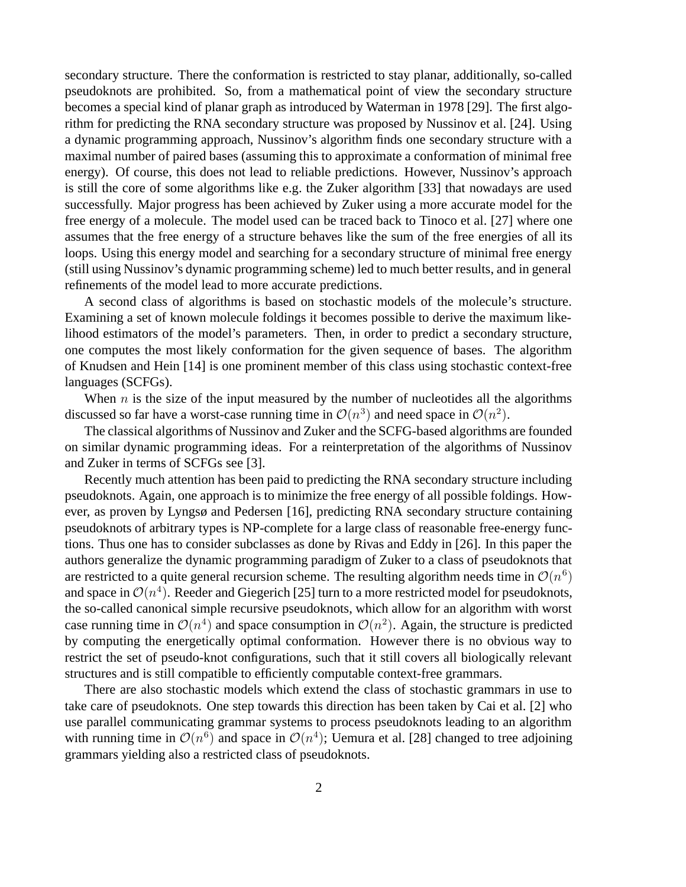secondary structure. There the conformation is restricted to stay planar, additionally, so-called pseudoknots are prohibited. So, from a mathematical point of view the secondary structure becomes a special kind of planar graph as introduced by Waterman in 1978 [29]. The first algorithm for predicting the RNA secondary structure was proposed by Nussinov et al. [24]. Using a dynamic programming approach, Nussinov's algorithm finds one secondary structure with a maximal number of paired bases (assuming this to approximate a conformation of minimal free energy). Of course, this does not lead to reliable predictions. However, Nussinov's approach is still the core of some algorithms like e.g. the Zuker algorithm [33] that nowadays are used successfully. Major progress has been achieved by Zuker using a more accurate model for the free energy of a molecule. The model used can be traced back to Tinoco et al. [27] where one assumes that the free energy of a structure behaves like the sum of the free energies of all its loops. Using this energy model and searching for a secondary structure of minimal free energy (still using Nussinov's dynamic programming scheme) led to much better results, and in general refinements of the model lead to more accurate predictions.

A second class of algorithms is based on stochastic models of the molecule's structure. Examining a set of known molecule foldings it becomes possible to derive the maximum likelihood estimators of the model's parameters. Then, in order to predict a secondary structure, one computes the most likely conformation for the given sequence of bases. The algorithm of Knudsen and Hein [14] is one prominent member of this class using stochastic context-free languages (SCFGs).

When $n$ is the size of the input measured by the number of nucleotides all the algorithms discussed so far have a worst-case running time in $\mathcal{O}(n^3)$ and need space in $\mathcal{O}(n^2)$.

The classical algorithms of Nussinov and Zuker and the SCFG-based algorithms are founded on similar dynamic programming ideas. For a reinterpretation of the algorithms of Nussinov and Zuker in terms of SCFGs see [3].

Recently much attention has been paid to predicting the RNA secondary structure including pseudoknots. Again, one approach is to minimize the free energy of all possible foldings. However, as proven by Lyngsø and Pedersen [16], predicting RNA secondary structure containing pseudoknots of arbitrary types is NP-complete for a large class of reasonable free-energy functions. Thus one has to consider subclasses as done by Rivas and Eddy in [26]. In this paper the authors generalize the dynamic programming paradigm of Zuker to a class of pseudoknots that are restricted to a quite general recursion scheme. The resulting algorithm needs time in $\mathcal{O}(n^6)$ and space in $\mathcal{O}(n^4)$. Reeder and Giegerich [25] turn to a more restricted model for pseudoknots, the so-called canonical simple recursive pseudoknots, which allow for an algorithm with worst case running time in $\mathcal{O}(n^4)$ and space consumption in $\mathcal{O}(n^2)$. Again, the structure is predicted by computing the energetically optimal conformation. However there is no obvious way to restrict the set of pseudo-knot configurations, such that it still covers all biologically relevant structures and is still compatible to efficiently computable context-free grammars.

There are also stochastic models which extend the class of stochastic grammars in use to take care of pseudoknots. One step towards this direction has been taken by Cai et al. [2] who use parallel communicating grammar systems to process pseudoknots leading to an algorithm with running time in $\mathcal{O}(n^6)$ and space in $\mathcal{O}(n^4)$; Uemura et al. [28] changed to tree adjoining grammars yielding also a restricted class of pseudoknots.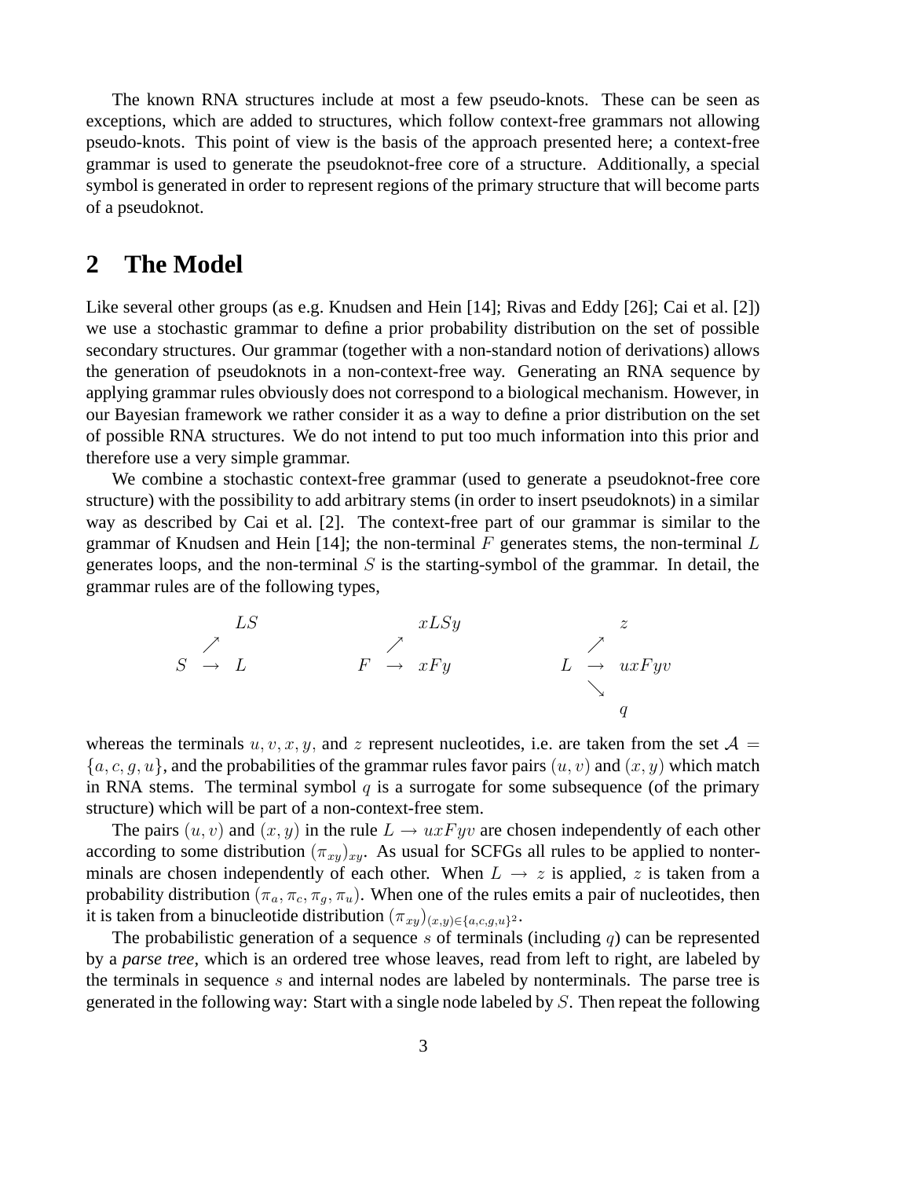The known RNA structures include at most a few pseudo-knots. These can be seen as exceptions, which are added to structures, which follow context-free grammars not allowing pseudo-knots. This point of view is the basis of the approach presented here; a context-free grammar is used to generate the pseudoknot-free core of a structure. Additionally, a special symbol is generated in order to represent regions of the primary structure that will become parts of a pseudoknot.

## 2 The Model

Like several other groups (as e.g. Knudsen and Hein [14]; Rivas and Eddy [26]; Cai et al. [2]) we use a stochastic grammar to define a prior probability distribution on the set of possible secondary structures. Our grammar (together with a non-standard notion of derivations) allows the generation of pseudoknots in a non-context-free way. Generating an RNA sequence by applying grammar rules obviously does not correspond to a biological mechanism. However, in our Bayesian framework we rather consider it as a way to define a prior distribution on the set of possible RNA structures. We do not intend to put too much information into this prior and therefore use a very simple grammar.

We combine a stochastic context-free grammar (used to generate a pseudoknot-free core structure) with the possibility to add arbitrary stems (in order to insert pseudoknots) in a similar way as described by Cai et al. [2]. The context-free part of our grammar is similar to the grammar of Knudsen and Hein [14]; the non-terminal $F$ generates stems, the non-terminal $L$ generates loops, and the non-terminal $S$ is the starting-symbol of the grammar. In detail, the grammar rules are of the following types,

$$
S \to \begin{cases} LS \\ L \end{cases} \qquad\qquad F \to \begin{cases} xLSy \\ xFy \end{cases} \qquad\qquad L \to \begin{cases} z \\ uxFyv \\ q \end{cases}
$$

whereas the terminals $u, v, x, y$, and $z$ represent nucleotides, i.e. are taken from the set $\mathcal{A} = \{a, c, g, u\}$, and the probabilities of the grammar rules favor pairs $(u, v)$ and $(x, y)$ which match in RNA stems. The terminal symbol $q$ is a surrogate for some subsequence (of the primary structure) which will be part of a non-context-free stem.

The pairs $(u, v)$ and $(x, y)$ in the rule $L \to uxFyv$ are chosen independently of each other according to some distribution $(\pi_{xy})_{xy}$. As usual for SCFGs all rules to be applied to nonterminals are chosen independently of each other. When $L \to z$ is applied, $z$ is taken from a probability distribution $(\pi_a, \pi_c, \pi_g, \pi_u)$. When one of the rules emits a pair of nucleotides, then it is taken from a binucleotide distribution $(\pi_{xy})_{(x,y)\in\{a,c,g,u\}^2}$.

The probabilistic generation of a sequence $s$ of terminals (including $q$) can be represented by a *parse tree*, which is an ordered tree whose leaves, read from left to right, are labeled by the terminals in sequence $s$ and internal nodes are labeled by nonterminals. The parse tree is generated in the following way: Start with a single node labeled by $S$. Then repeat the following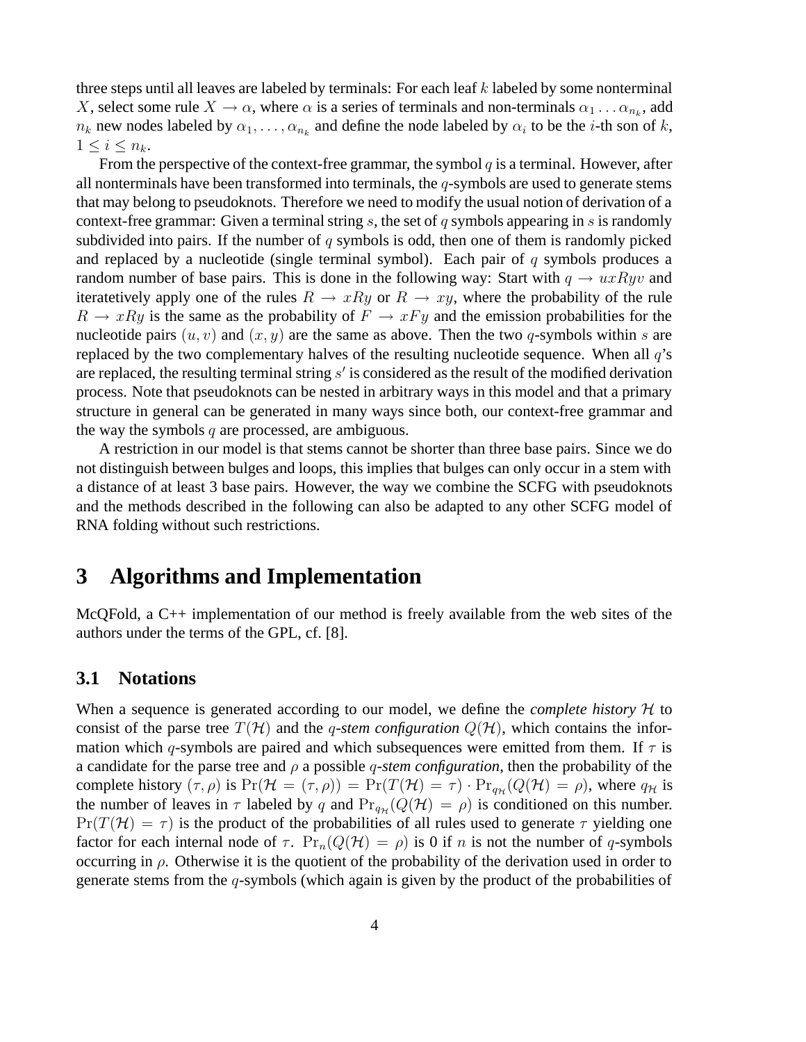three steps until all leaves are labeled by terminals: For each leaf $k$ labeled by some nonterminal $X$, select some rule $X \rightarrow \alpha$, where $\alpha$ is a series of terminals and non-terminals $\alpha_1 \dots \alpha_{n_k}$, add $n_k$ new nodes labeled by $\alpha_1, \dots, \alpha_{n_k}$ and define the node labeled by $\alpha_i$ to be the $i$-th son of $k$, $1 \leq i \leq n_k$.

From the perspective of the context-free grammar, the symbol $q$ is a terminal. However, after all nonterminals have been transformed into terminals, the $q$-symbols are used to generate stems that may belong to pseudoknots. Therefore we need to modify the usual notion of derivation of a context-free grammar: Given a terminal string $s$, the set of $q$ symbols appearing in $s$ is randomly subdivided into pairs. If the number of $q$ symbols is odd, then one of them is randomly picked and replaced by a nucleotide (single terminal symbol). Each pair of $q$ symbols produces a random number of base pairs. This is done in the following way: Start with $q \rightarrow uxRyv$ and iteratetively apply one of the rules $R \rightarrow xRy$ or $R \rightarrow xy$, where the probability of the rule $R \rightarrow xRy$ is the same as the probability of $F \rightarrow xFy$ and the emission probabilities for the nucleotide pairs $(u, v)$ and $(x, y)$ are the same as above. Then the two $q$-symbols within $s$ are replaced by the two complementary halves of the resulting nucleotide sequence. When all $q$'s are replaced, the resulting terminal string $s'$ is considered as the result of the modified derivation process. Note that pseudoknots can be nested in arbitrary ways in this model and that a primary structure in general can be generated in many ways since both, our context-free grammar and the way the symbols $q$ are processed, are ambiguous.

A restriction in our model is that stems cannot be shorter than three base pairs. Since we do not distinguish between bulges and loops, this implies that bulges can only occur in a stem with a distance of at least 3 base pairs. However, the way we combine the SCFG with pseudoknots and the methods described in the following can also be adapted to any other SCFG model of RNA folding without such restrictions.

# 3 Algorithms and Implementation

McQFold, a C++ implementation of our method is freely available from the web sites of the authors under the terms of the GPL, cf. [8].

## 3.1 Notations

When a sequence is generated according to our model, we define the *complete history* $\mathcal{H}$ to consist of the parse tree $T(\mathcal{H})$ and the *$q$-stem configuration* $Q(\mathcal{H})$, which contains the information which $q$-symbols are paired and which subsequences were emitted from them. If $\tau$ is a candidate for the parse tree and $\rho$ a possible *$q$-stem configuration*, then the probability of the complete history $(\tau, \rho)$ is $\Pr(\mathcal{H} = (\tau, \rho)) = \Pr(T(\mathcal{H}) = \tau) \cdot \Pr_{q_{\mathcal{H}}}(Q(\mathcal{H}) = \rho)$, where $q_{\mathcal{H}}$ is the number of leaves in $\tau$ labeled by $q$ and $\Pr_{q_{\mathcal{H}}}(Q(\mathcal{H}) = \rho)$ is conditioned on this number. $\Pr(T(\mathcal{H}) = \tau)$ is the product of the probabilities of all rules used to generate $\tau$ yielding one factor for each internal node of $\tau$. $\Pr_n(Q(\mathcal{H}) = \rho)$ is 0 if $n$ is not the number of $q$-symbols occurring in $\rho$. Otherwise it is the quotient of the probability of the derivation used in order to generate stems from the $q$-symbols (which again is given by the product of the probabilities of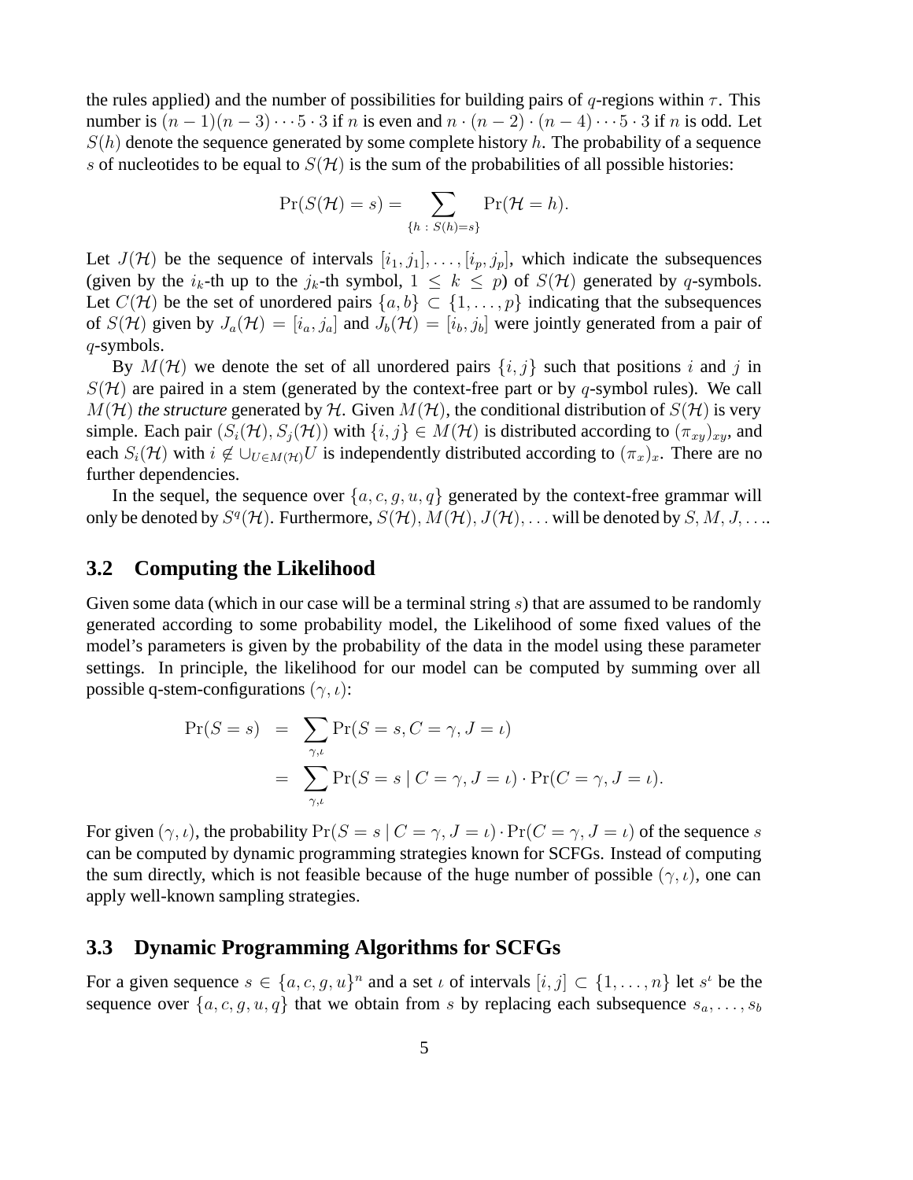the rules applied) and the number of possibilities for building pairs of $q$-regions within $\tau$. This number is $(n-1)(n-3)\cdots 5\cdot 3$ if $n$ is even and $n\cdot(n-2)\cdot(n-4)\cdots 5\cdot 3$ if $n$ is odd. Let $S(h)$ denote the sequence generated by some complete history $h$. The probability of a sequence $s$ of nucleotides to be equal to $S(\mathcal{H})$ is the sum of the probabilities of all possible histories:

$$\Pr(S(\mathcal{H}) = s) = \sum_{\{h \,:\, S(h)=s\}} \Pr(\mathcal{H} = h).$$

Let $J(\mathcal{H})$ be the sequence of intervals $[i_1, j_1], \ldots, [i_p, j_p]$, which indicate the subsequences (given by the $i_k$-th up to the $j_k$-th symbol, $1 \leq k \leq p$) of $S(\mathcal{H})$ generated by $q$-symbols. Let $C(\mathcal{H})$ be the set of unordered pairs $\{a, b\} \subset \{1, \ldots, p\}$ indicating that the subsequences of $S(\mathcal{H})$ given by $J_a(\mathcal{H}) = [i_a, j_a]$ and $J_b(\mathcal{H}) = [i_b, j_b]$ were jointly generated from a pair of $q$-symbols.

By $M(\mathcal{H})$ we denote the set of all unordered pairs $\{i, j\}$ such that positions $i$ and $j$ in $S(\mathcal{H})$ are paired in a stem (generated by the context-free part or by $q$-symbol rules). We call $M(\mathcal{H})$ *the structure* generated by $\mathcal{H}$. Given $M(\mathcal{H})$, the conditional distribution of $S(\mathcal{H})$ is very simple. Each pair $(S_i(\mathcal{H}), S_j(\mathcal{H}))$ with $\{i, j\} \in M(\mathcal{H})$ is distributed according to $(\pi_{xy})_{xy}$, and each $S_i(\mathcal{H})$ with $i \notin \cup_{U \in M(\mathcal{H})} U$ is independently distributed according to $(\pi_x)_x$. There are no further dependencies.

In the sequel, the sequence over $\{a, c, g, u, q\}$ generated by the context-free grammar will only be denoted by $S^q(\mathcal{H})$. Furthermore, $S(\mathcal{H}), M(\mathcal{H}), J(\mathcal{H}), \ldots$ will be denoted by $S, M, J, \ldots$.

## 3.2 Computing the Likelihood

Given some data (which in our case will be a terminal string $s$) that are assumed to be randomly generated according to some probability model, the Likelihood of some fixed values of the model's parameters is given by the probability of the data in the model using these parameter settings. In principle, the likelihood for our model can be computed by summing over all possible q-stem-configurations $(\gamma, \iota)$:

$$\begin{aligned}
\Pr(S = s) &= \sum_{\gamma,\iota} \Pr(S = s, C = \gamma, J = \iota) \\
&= \sum_{\gamma,\iota} \Pr(S = s \mid C = \gamma, J = \iota) \cdot \Pr(C = \gamma, J = \iota).
\end{aligned}$$

For given $(\gamma, \iota)$, the probability $\Pr(S = s \mid C = \gamma, J = \iota) \cdot \Pr(C = \gamma, J = \iota)$ of the sequence $s$ can be computed by dynamic programming strategies known for SCFGs. Instead of computing the sum directly, which is not feasible because of the huge number of possible $(\gamma, \iota)$, one can apply well-known sampling strategies.

## 3.3 Dynamic Programming Algorithms for SCFGs

For a given sequence $s \in \{a, c, g, u\}^n$ and a set $\iota$ of intervals $[i, j] \subset \{1, \ldots, n\}$ let $s^\iota$ be the sequence over $\{a, c, g, u, q\}$ that we obtain from $s$ by replacing each subsequence $s_a, \ldots, s_b$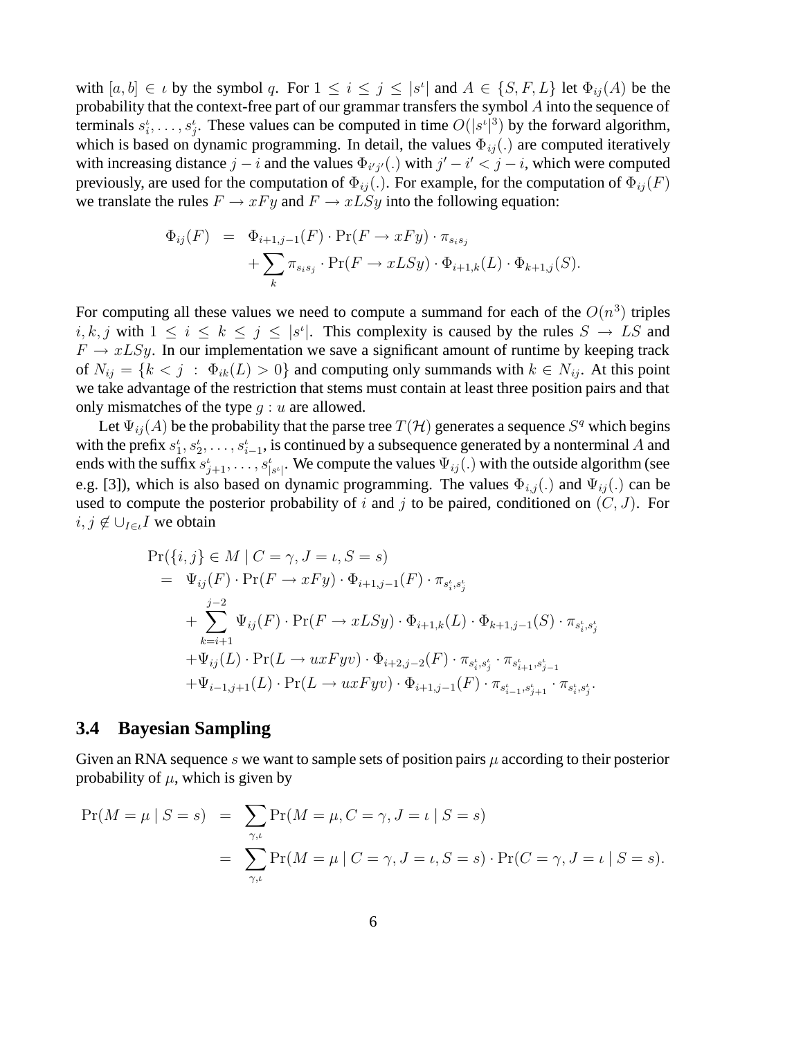with $[a, b] \in \iota$ by the symbol $q$. For $1 \leq i \leq j \leq |s^\iota|$ and $A \in \{S, F, L\}$ let $\Phi_{ij}(A)$ be the probability that the context-free part of our grammar transfers the symbol $A$ into the sequence of terminals $s^\iota_i, \ldots, s^\iota_j$. These values can be computed in time $O(|s^\iota|^3)$ by the forward algorithm, which is based on dynamic programming. In detail, the values $\Phi_{ij}(.)$ are computed iteratively with increasing distance $j - i$ and the values $\Phi_{i'j'}(.)$ with $j' - i' < j - i$, which were computed previously, are used for the computation of $\Phi_{ij}(.)$. For example, for the computation of $\Phi_{ij}(F)$ we translate the rules $F \to xFy$ and $F \to xLSy$ into the following equation:

$$
\begin{aligned}
\Phi_{ij}(F) &= \Phi_{i+1,j-1}(F) \cdot \Pr(F \to xFy) \cdot \pi_{s_i s_j} \\
&\quad + \sum_k \pi_{s_i s_j} \cdot \Pr(F \to xLSy) \cdot \Phi_{i+1,k}(L) \cdot \Phi_{k+1,j}(S).
\end{aligned}
$$

For computing all these values we need to compute a summand for each of the $O(n^3)$ triples $i, k, j$ with $1 \leq i \leq k \leq j \leq |s^\iota|$. This complexity is caused by the rules $S \to LS$ and $F \to xLSy$. In our implementation we save a significant amount of runtime by keeping track of $N_{ij} = \{k < j \ : \ \Phi_{ik}(L) > 0\}$ and computing only summands with $k \in N_{ij}$. At this point we take advantage of the restriction that stems must contain at least three position pairs and that only mismatches of the type $g : u$ are allowed.

Let $\Psi_{ij}(A)$ be the probability that the parse tree $T(\mathcal{H})$ generates a sequence $S^q$ which begins with the prefix $s^\iota_1, s^\iota_2, \ldots, s^\iota_{i-1}$, is continued by a subsequence generated by a nonterminal $A$ and ends with the suffix $s^\iota_{j+1}, \ldots, s^\iota_{|s^\iota|}$. We compute the values $\Psi_{ij}(.)$ with the outside algorithm (see e.g. [3]), which is also based on dynamic programming. The values $\Phi_{i,j}(.)$ and $\Psi_{ij}(.)$ can be used to compute the posterior probability of $i$ and $j$ to be paired, conditioned on $(C, J)$. For $i, j \notin \cup_{I \in \iota} I$ we obtain

$$
\begin{aligned}
&\Pr(\{i, j\} \in M \mid C = \gamma, J = \iota, S = s) \\
&= \Psi_{ij}(F) \cdot \Pr(F \to xFy) \cdot \Phi_{i+1,j-1}(F) \cdot \pi_{s^\iota_i, s^\iota_j} \\
&\quad + \sum_{k=i+1}^{j-2} \Psi_{ij}(F) \cdot \Pr(F \to xLSy) \cdot \Phi_{i+1,k}(L) \cdot \Phi_{k+1,j-1}(S) \cdot \pi_{s^\iota_i, s^\iota_j} \\
&\quad + \Psi_{ij}(L) \cdot \Pr(L \to uxFyv) \cdot \Phi_{i+2,j-2}(F) \cdot \pi_{s^\iota_i, s^\iota_j} \cdot \pi_{s^\iota_{i+1}, s^\iota_{j-1}} \\
&\quad + \Psi_{i-1,j+1}(L) \cdot \Pr(L \to uxFyv) \cdot \Phi_{i+1,j-1}(F) \cdot \pi_{s^\iota_{i-1}, s^\iota_{j+1}} \cdot \pi_{s^\iota_i, s^\iota_j}.
\end{aligned}
$$

### 3.4 Bayesian Sampling

Given an RNA sequence $s$ we want to sample sets of position pairs $\mu$ according to their posterior probability of $\mu$, which is given by

$$
\begin{aligned}
\Pr(M = \mu \mid S = s) &= \sum_{\gamma, \iota} \Pr(M = \mu, C = \gamma, J = \iota \mid S = s) \\
&= \sum_{\gamma, \iota} \Pr(M = \mu \mid C = \gamma, J = \iota, S = s) \cdot \Pr(C = \gamma, J = \iota \mid S = s).
\end{aligned}
$$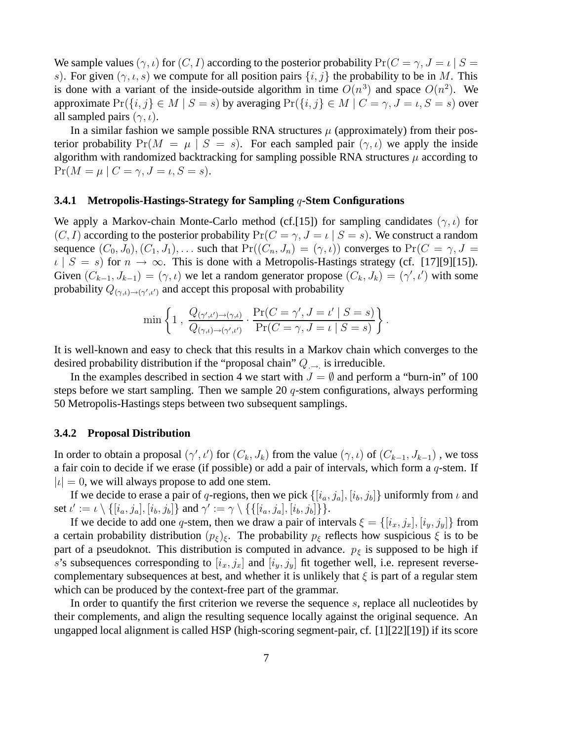We sample values $(\gamma, \iota)$ for $(C, I)$ according to the posterior probability $\Pr(C = \gamma, J = \iota \mid S = s)$. For given $(\gamma, \iota, s)$ we compute for all position pairs $\{i, j\}$ the probability to be in $M$. This is done with a variant of the inside-outside algorithm in time $O(n^3)$ and space $O(n^2)$. We approximate $\Pr(\{i, j\} \in M \mid S = s)$ by averaging $\Pr(\{i, j\} \in M \mid C = \gamma, J = \iota, S = s)$ over all sampled pairs $(\gamma, \iota)$.

In a similar fashion we sample possible RNA structures $\mu$ (approximately) from their posterior probability $\Pr(M = \mu \mid S = s)$. For each sampled pair $(\gamma, \iota)$ we apply the inside algorithm with randomized backtracking for sampling possible RNA structures $\mu$ according to $\Pr(M = \mu \mid C = \gamma, J = \iota, S = s)$.

### 3.4.1 Metropolis-Hastings-Strategy for Sampling $q$-Stem Configurations

We apply a Markov-chain Monte-Carlo method (cf.[15]) for sampling candidates $(\gamma, \iota)$ for $(C, I)$ according to the posterior probability $\Pr(C = \gamma, J = \iota \mid S = s)$. We construct a random sequence $(C_0, J_0), (C_1, J_1), \ldots$ such that $\Pr((C_n, J_n) = (\gamma, \iota))$ converges to $\Pr(C = \gamma, J = \iota \mid S = s)$ for $n \to \infty$. This is done with a Metropolis-Hastings strategy (cf. [17][9][15]). Given $(C_{k-1}, J_{k-1}) = (\gamma, \iota)$ we let a random generator propose $(C_k, J_k) = (\gamma', \iota')$ with some probability $Q_{(\gamma,\iota)\to(\gamma',\iota')}$ and accept this proposal with probability

$$\min\left\{1\ ,\ \frac{Q_{(\gamma',\iota')\to(\gamma,\iota)}}{Q_{(\gamma,\iota)\to(\gamma',\iota')}} \cdot \frac{\Pr(C = \gamma', J = \iota' \mid S = s)}{\Pr(C = \gamma, J = \iota \mid S = s)}\right\}.$$

It is well-known and easy to check that this results in a Markov chain which converges to the desired probability distribution if the "proposal chain" $Q_{\cdot\to\cdot}$ is irreducible.

In the examples described in section 4 we start with $J = \emptyset$ and perform a "burn-in" of 100 steps before we start sampling. Then we sample 20 $q$-stem configurations, always performing 50 Metropolis-Hastings steps between two subsequent samplings.

### 3.4.2 Proposal Distribution

In order to obtain a proposal $(\gamma', \iota')$ for $(C_k, J_k)$ from the value $(\gamma, \iota)$ of $(C_{k-1}, J_{k-1})$ , we toss a fair coin to decide if we erase (if possible) or add a pair of intervals, which form a $q$-stem. If $|\iota| = 0$, we will always propose to add one stem.

If we decide to erase a pair of $q$-regions, then we pick $\{[i_a, j_a], [i_b, j_b]\}$ uniformly from $\iota$ and set $\iota' := \iota \setminus \{[i_a, j_a], [i_b, j_b]\}$ and $\gamma' := \gamma \setminus \{\{[i_a, j_a], [i_b, j_b]\}\}$.

If we decide to add one $q$-stem, then we draw a pair of intervals $\xi = \{[i_x, j_x], [i_y, j_y]\}$ from a certain probability distribution $(p_\xi)_\xi$. The probability $p_\xi$ reflects how suspicious $\xi$ is to be part of a pseudoknot. This distribution is computed in advance. $p_\xi$ is supposed to be high if $s$'s subsequences corresponding to $[i_x, j_x]$ and $[i_y, j_y]$ fit together well, i.e. represent reverse-complementary subsequences at best, and whether it is unlikely that $\xi$ is part of a regular stem which can be produced by the context-free part of the grammar.

In order to quantify the first criterion we reverse the sequence $s$, replace all nucleotides by their complements, and align the resulting sequence locally against the original sequence. An ungapped local alignment is called HSP (high-scoring segment-pair, cf. [1][22][19]) if its score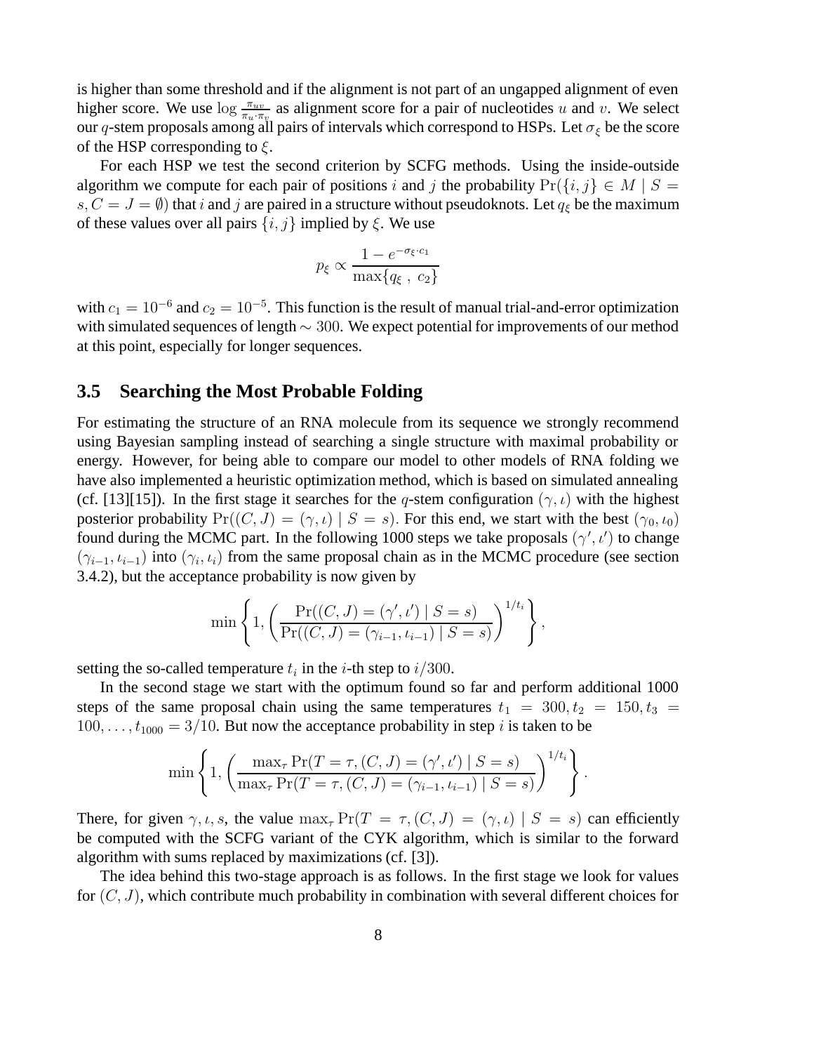is higher than some threshold and if the alignment is not part of an ungapped alignment of even higher score. We use $\log \frac{\pi_{uv}}{\pi_u \cdot \pi_v}$ as alignment score for a pair of nucleotides $u$ and $v$. We select our $q$-stem proposals among all pairs of intervals which correspond to HSPs. Let $\sigma_\xi$ be the score of the HSP corresponding to $\xi$.

For each HSP we test the second criterion by SCFG methods. Using the inside-outside algorithm we compute for each pair of positions $i$ and $j$ the probability $\Pr(\{i,j\} \in M \mid S = s, C = J = \emptyset)$ that $i$ and $j$ are paired in a structure without pseudoknots. Let $q_\xi$ be the maximum of these values over all pairs $\{i,j\}$ implied by $\xi$. We use

$$p_\xi \propto \frac{1 - e^{-\sigma_\xi \cdot c_1}}{\max\{q_\xi\ ,\ c_2\}}$$

with $c_1 = 10^{-6}$ and $c_2 = 10^{-5}$. This function is the result of manual trial-and-error optimization with simulated sequences of length $\sim 300$. We expect potential for improvements of our method at this point, especially for longer sequences.

### 3.5 Searching the Most Probable Folding

For estimating the structure of an RNA molecule from its sequence we strongly recommend using Bayesian sampling instead of searching a single structure with maximal probability or energy. However, for being able to compare our model to other models of RNA folding we have also implemented a heuristic optimization method, which is based on simulated annealing (cf. [13][15]). In the first stage it searches for the $q$-stem configuration $(\gamma, \iota)$ with the highest posterior probability $\Pr((C,J) = (\gamma, \iota) \mid S = s)$. For this end, we start with the best $(\gamma_0, \iota_0)$ found during the MCMC part. In the following 1000 steps we take proposals $(\gamma', \iota')$ to change $(\gamma_{i-1}, \iota_{i-1})$ into $(\gamma_i, \iota_i)$ from the same proposal chain as in the MCMC procedure (see section 3.4.2), but the acceptance probability is now given by

$$\min\left\{1, \left(\frac{\Pr((C,J) = (\gamma', \iota') \mid S = s)}{\Pr((C,J) = (\gamma_{i-1}, \iota_{i-1}) \mid S = s)}\right)^{1/t_i}\right\},$$

setting the so-called temperature $t_i$ in the $i$-th step to $i/300$.

In the second stage we start with the optimum found so far and perform additional 1000 steps of the same proposal chain using the same temperatures $t_1 = 300, t_2 = 150, t_3 = 100, \ldots, t_{1000} = 3/10$. But now the acceptance probability in step $i$ is taken to be

$$\min\left\{1, \left(\frac{\max_\tau \Pr(T = \tau, (C,J) = (\gamma', \iota') \mid S = s)}{\max_\tau \Pr(T = \tau, (C,J) = (\gamma_{i-1}, \iota_{i-1}) \mid S = s)}\right)^{1/t_i}\right\}.$$

There, for given $\gamma, \iota, s$, the value $\max_\tau \Pr(T = \tau, (C,J) = (\gamma, \iota) \mid S = s)$ can efficiently be computed with the SCFG variant of the CYK algorithm, which is similar to the forward algorithm with sums replaced by maximizations (cf. [3]).

The idea behind this two-stage approach is as follows. In the first stage we look for values for $(C,J)$, which contribute much probability in combination with several different choices for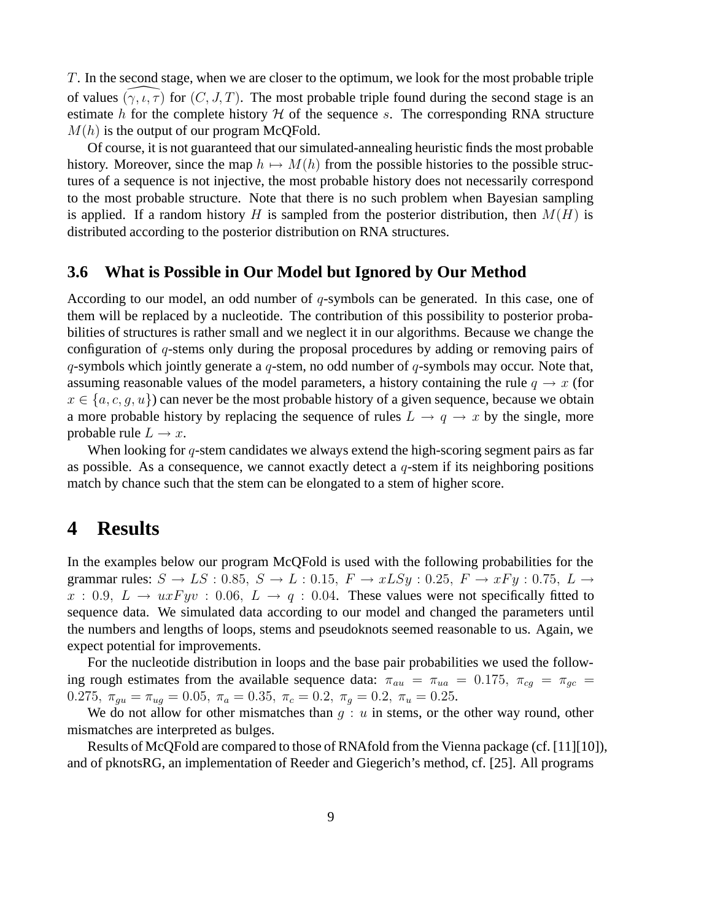$T$. In the second stage, when we are closer to the optimum, we look for the most probable triple of values $\widehat{(\gamma, \iota, \tau)}$ for $(C, J, T)$. The most probable triple found during the second stage is an estimate $h$ for the complete history $\mathcal{H}$ of the sequence $s$. The corresponding RNA structure $M(h)$ is the output of our program McQFold.

Of course, it is not guaranteed that our simulated-annealing heuristic finds the most probable history. Moreover, since the map $h \mapsto M(h)$ from the possible histories to the possible structures of a sequence is not injective, the most probable history does not necessarily correspond to the most probable structure. Note that there is no such problem when Bayesian sampling is applied. If a random history $H$ is sampled from the posterior distribution, then $M(H)$ is distributed according to the posterior distribution on RNA structures.

### 3.6 What is Possible in Our Model but Ignored by Our Method

According to our model, an odd number of $q$-symbols can be generated. In this case, one of them will be replaced by a nucleotide. The contribution of this possibility to posterior probabilities of structures is rather small and we neglect it in our algorithms. Because we change the configuration of $q$-stems only during the proposal procedures by adding or removing pairs of $q$-symbols which jointly generate a $q$-stem, no odd number of $q$-symbols may occur. Note that, assuming reasonable values of the model parameters, a history containing the rule $q \rightarrow x$ (for $x \in \{a, c, g, u\}$) can never be the most probable history of a given sequence, because we obtain a more probable history by replacing the sequence of rules $L \rightarrow q \rightarrow x$ by the single, more probable rule $L \rightarrow x$.

When looking for $q$-stem candidates we always extend the high-scoring segment pairs as far as possible. As a consequence, we cannot exactly detect a $q$-stem if its neighboring positions match by chance such that the stem can be elongated to a stem of higher score.

## 4 Results

In the examples below our program McQFold is used with the following probabilities for the grammar rules: $S \rightarrow LS : 0.85,\ S \rightarrow L : 0.15,\ F \rightarrow xLSy : 0.25,\ F \rightarrow xFy : 0.75,\ L \rightarrow x : 0.9,\ L \rightarrow uxFyv : 0.06,\ L \rightarrow q : 0.04$. These values were not specifically fitted to sequence data. We simulated data according to our model and changed the parameters until the numbers and lengths of loops, stems and pseudoknots seemed reasonable to us. Again, we expect potential for improvements.

For the nucleotide distribution in loops and the base pair probabilities we used the following rough estimates from the available sequence data: $\pi_{au} = \pi_{ua} = 0.175,\ \pi_{cg} = \pi_{gc} = 0.275,\ \pi_{gu} = \pi_{ug} = 0.05,\ \pi_a = 0.35,\ \pi_c = 0.2,\ \pi_g = 0.2,\ \pi_u = 0.25$.

We do not allow for other mismatches than $g : u$ in stems, or the other way round, other mismatches are interpreted as bulges.

Results of McQFold are compared to those of RNAfold from the Vienna package (cf. [11][10]), and of pknotsRG, an implementation of Reeder and Giegerich's method, cf. [25]. All programs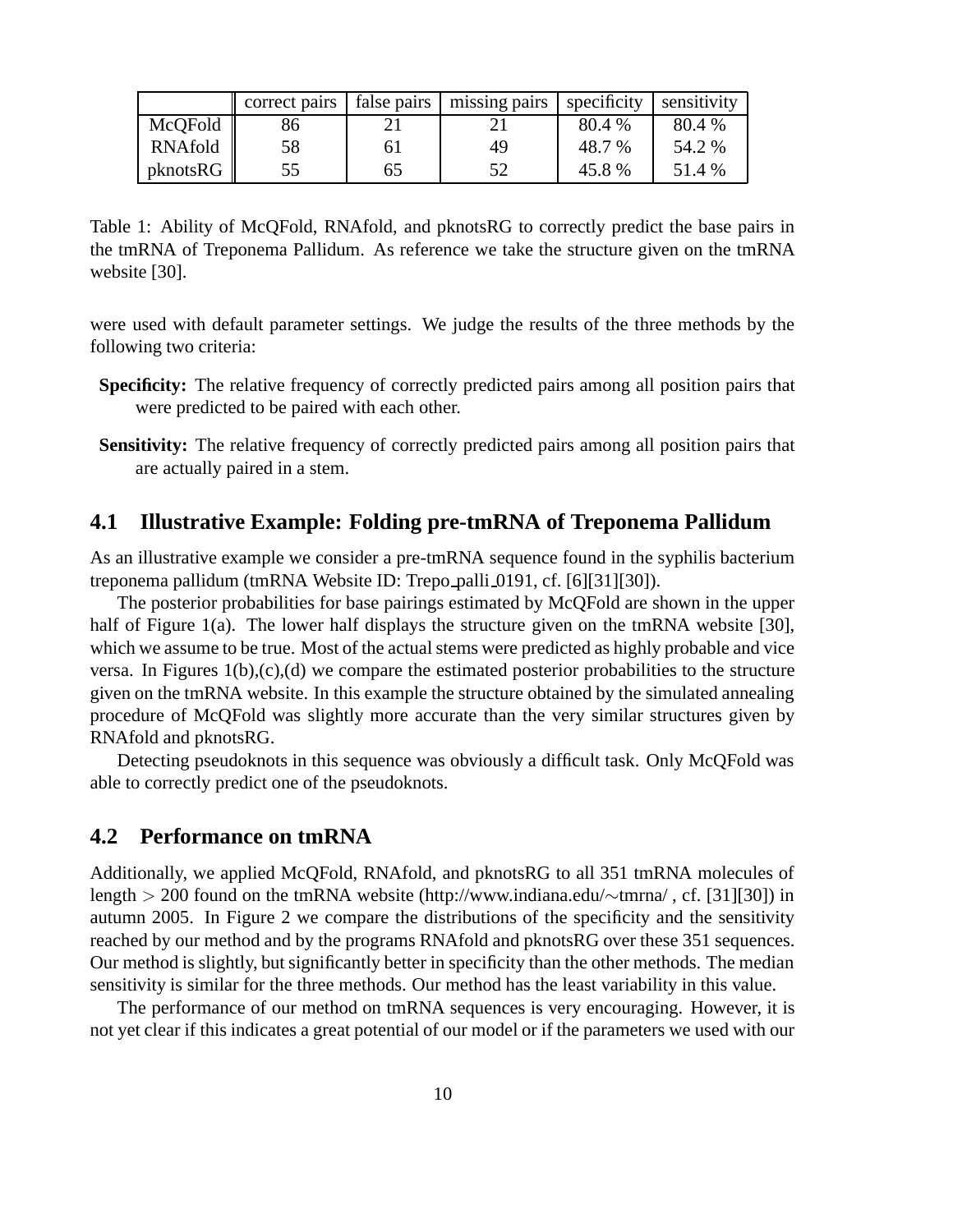|  | correct pairs | false pairs | missing pairs | specificity | sensitivity |
|---|---|---|---|---|---|
| McQFold | 86 | 21 | 21 | 80.4 % | 80.4 % |
| RNAfold | 58 | 61 | 49 | 48.7 % | 54.2 % |
| pknotsRG | 55 | 65 | 52 | 45.8 % | 51.4 % |

Table 1: Ability of McQFold, RNAfold, and pknotsRG to correctly predict the base pairs in the tmRNA of Treponema Pallidum. As reference we take the structure given on the tmRNA website [30].

were used with default parameter settings. We judge the results of the three methods by the following two criteria:

**Specificity:** The relative frequency of correctly predicted pairs among all position pairs that were predicted to be paired with each other.

**Sensitivity:** The relative frequency of correctly predicted pairs among all position pairs that are actually paired in a stem.

## 4.1 Illustrative Example: Folding pre-tmRNA of Treponema Pallidum

As an illustrative example we consider a pre-tmRNA sequence found in the syphilis bacterium treponema pallidum (tmRNA Website ID: Trepo_palli_0191, cf. [6][31][30]).

The posterior probabilities for base pairings estimated by McQFold are shown in the upper half of Figure 1(a). The lower half displays the structure given on the tmRNA website [30], which we assume to be true. Most of the actual stems were predicted as highly probable and vice versa. In Figures 1(b),(c),(d) we compare the estimated posterior probabilities to the structure given on the tmRNA website. In this example the structure obtained by the simulated annealing procedure of McQFold was slightly more accurate than the very similar structures given by RNAfold and pknotsRG.

Detecting pseudoknots in this sequence was obviously a difficult task. Only McQFold was able to correctly predict one of the pseudoknots.

## 4.2 Performance on tmRNA

Additionally, we applied McQFold, RNAfold, and pknotsRG to all 351 tmRNA molecules of length $> 200$ found on the tmRNA website (http://www.indiana.edu/$\sim$tmrna/ , cf. [31][30]) in autumn 2005. In Figure 2 we compare the distributions of the specificity and the sensitivity reached by our method and by the programs RNAfold and pknotsRG over these 351 sequences. Our method is slightly, but significantly better in specificity than the other methods. The median sensitivity is similar for the three methods. Our method has the least variability in this value.

The performance of our method on tmRNA sequences is very encouraging. However, it is not yet clear if this indicates a great potential of our model or if the parameters we used with our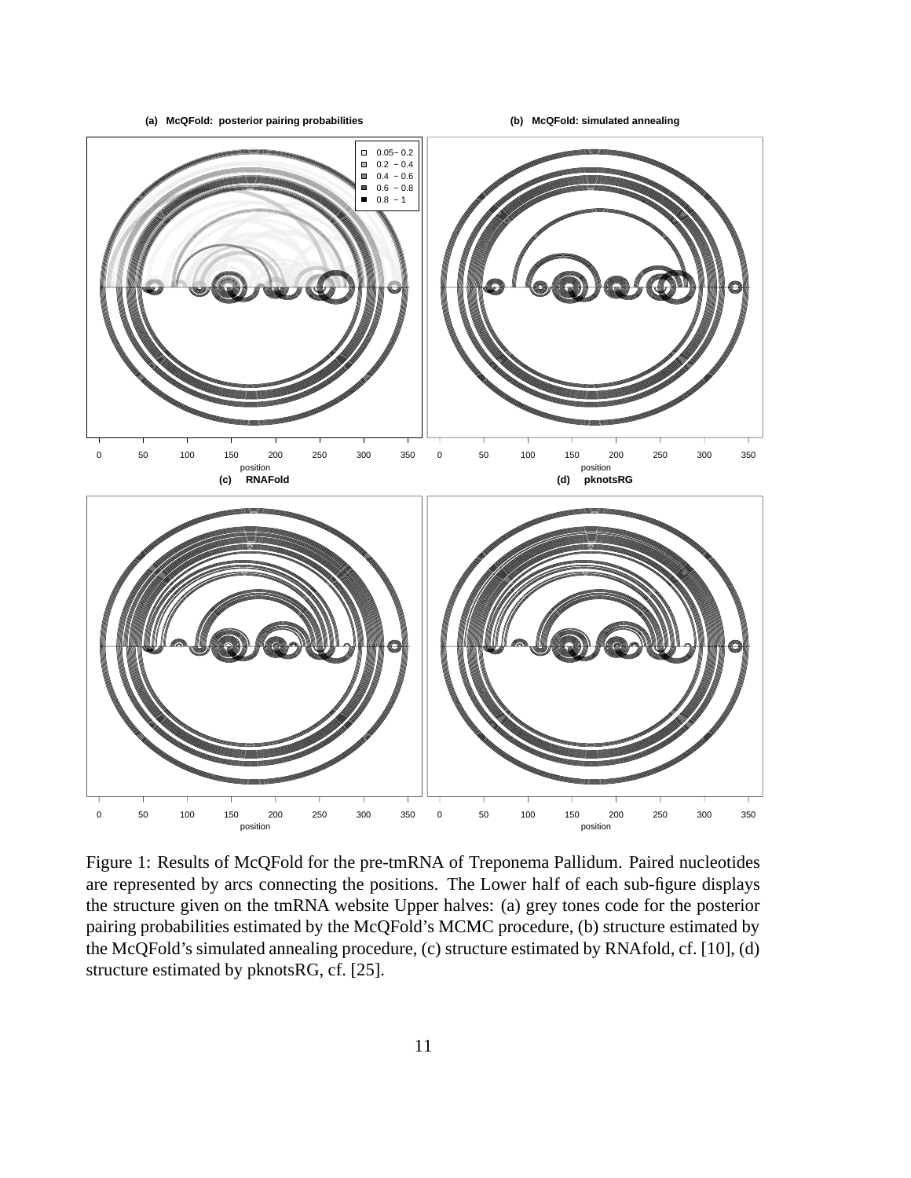Figure 1: Results of McQFold for the pre-tmRNA of Treponema Pallidum. Paired nucleotides are represented by arcs connecting the positions. The Lower half of each sub-figure displays the structure given on the tmRNA website Upper halves: (a) grey tones code for the posterior pairing probabilities estimated by the McQFold's MCMC procedure, (b) structure estimated by the McQFold's simulated annealing procedure, (c) structure estimated by RNAfold, cf. [10], (d) structure estimated by pknotsRG, cf. [25].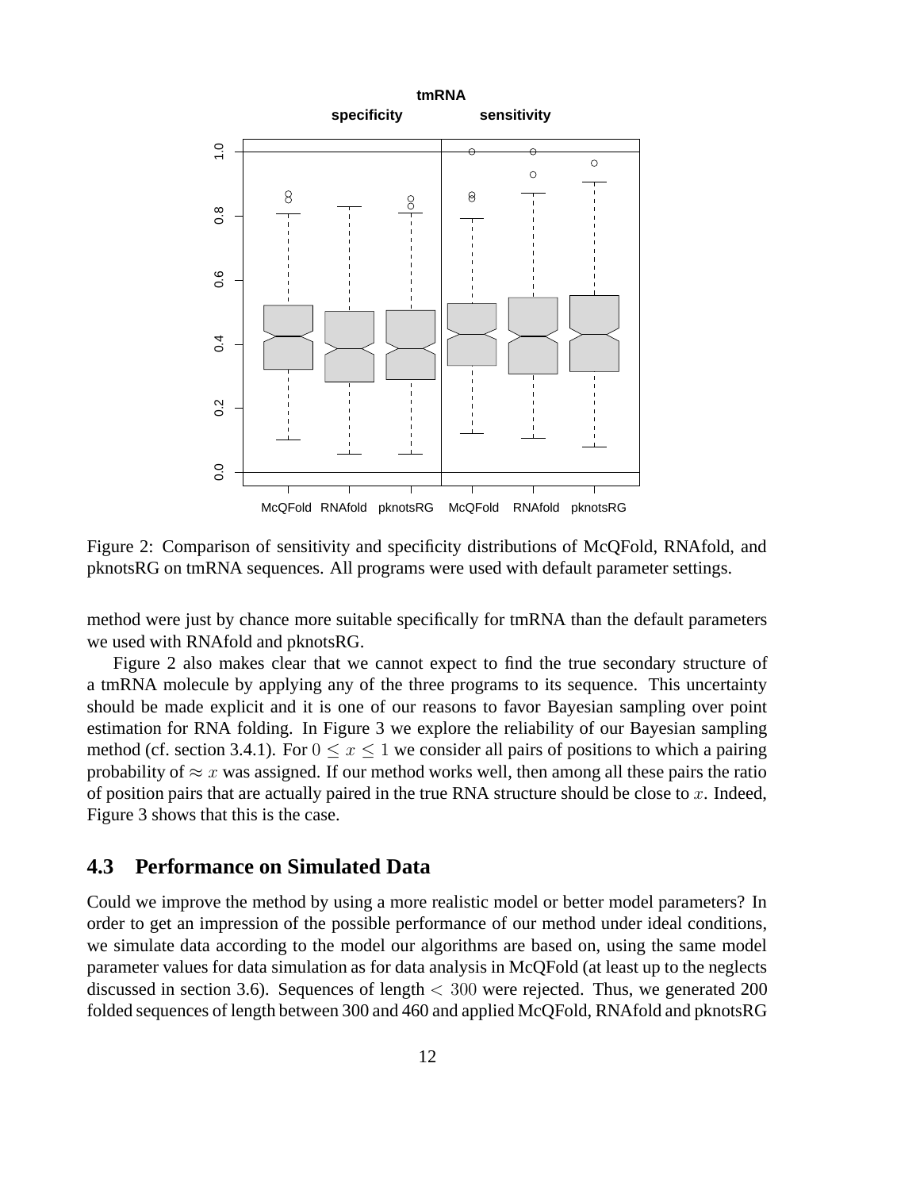Figure 2: Comparison of sensitivity and specificity distributions of McQFold, RNAfold, and pknotsRG on tmRNA sequences. All programs were used with default parameter settings.

method were just by chance more suitable specifically for tmRNA than the default parameters we used with RNAfold and pknotsRG.

Figure 2 also makes clear that we cannot expect to find the true secondary structure of a tmRNA molecule by applying any of the three programs to its sequence. This uncertainty should be made explicit and it is one of our reasons to favor Bayesian sampling over point estimation for RNA folding. In Figure 3 we explore the reliability of our Bayesian sampling method (cf. section 3.4.1). For $0 \leq x \leq 1$ we consider all pairs of positions to which a pairing probability of $\approx x$ was assigned. If our method works well, then among all these pairs the ratio of position pairs that are actually paired in the true RNA structure should be close to $x$. Indeed, Figure 3 shows that this is the case.

## 4.3 Performance on Simulated Data

Could we improve the method by using a more realistic model or better model parameters? In order to get an impression of the possible performance of our method under ideal conditions, we simulate data according to the model our algorithms are based on, using the same model parameter values for data simulation as for data analysis in McQFold (at least up to the neglects discussed in section 3.6). Sequences of length $< 300$ were rejected. Thus, we generated 200 folded sequences of length between 300 and 460 and applied McQFold, RNAfold and pknotsRG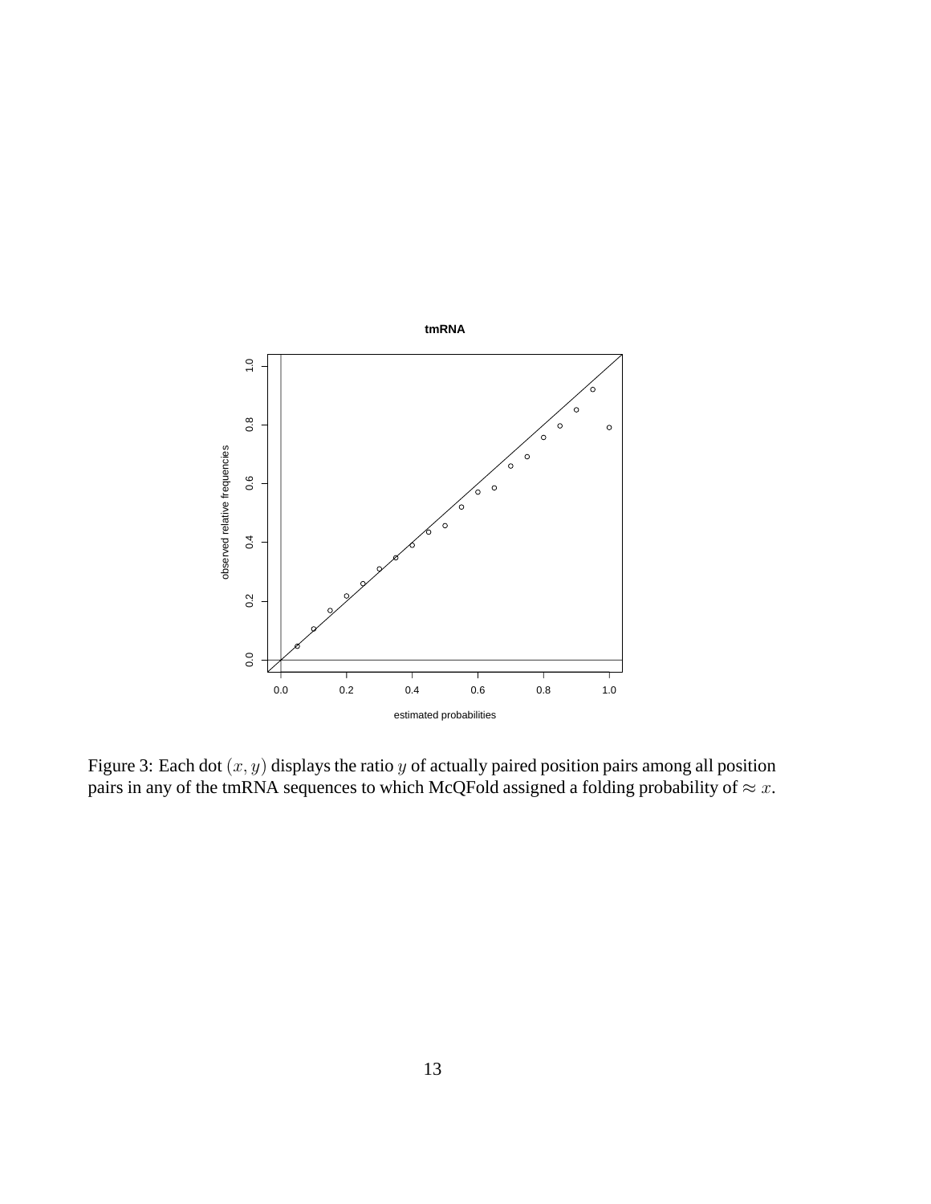Figure 3: Each dot $(x, y)$ displays the ratio $y$ of actually paired position pairs among all position pairs in any of the tmRNA sequences to which McQFold assigned a folding probability of $\approx x$.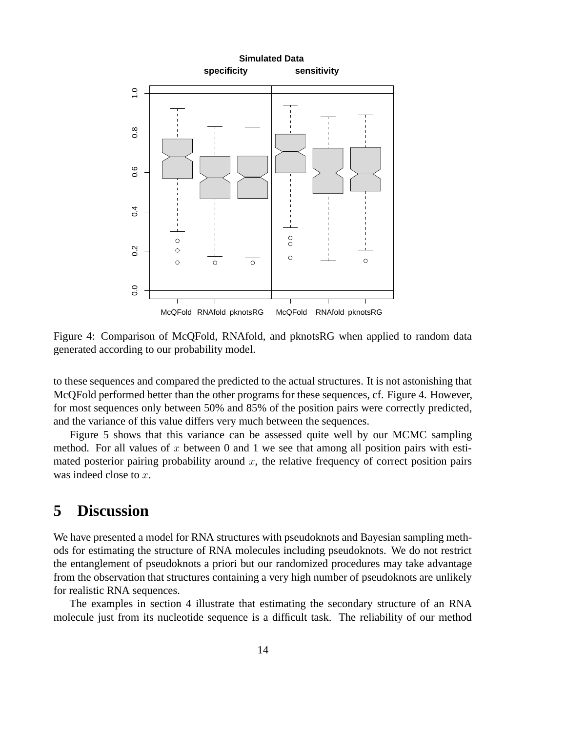Figure 4: Comparison of McQFold, RNAfold, and pknotsRG when applied to random data generated according to our probability model.

to these sequences and compared the predicted to the actual structures. It is not astonishing that McQFold performed better than the other programs for these sequences, cf. Figure 4. However, for most sequences only between 50% and 85% of the position pairs were correctly predicted, and the variance of this value differs very much between the sequences.

Figure 5 shows that this variance can be assessed quite well by our MCMC sampling method. For all values of $x$ between 0 and 1 we see that among all position pairs with estimated posterior pairing probability around $x$, the relative frequency of correct position pairs was indeed close to $x$.

## 5 Discussion

We have presented a model for RNA structures with pseudoknots and Bayesian sampling methods for estimating the structure of RNA molecules including pseudoknots. We do not restrict the entanglement of pseudoknots a priori but our randomized procedures may take advantage from the observation that structures containing a very high number of pseudoknots are unlikely for realistic RNA sequences.

The examples in section 4 illustrate that estimating the secondary structure of an RNA molecule just from its nucleotide sequence is a difficult task. The reliability of our method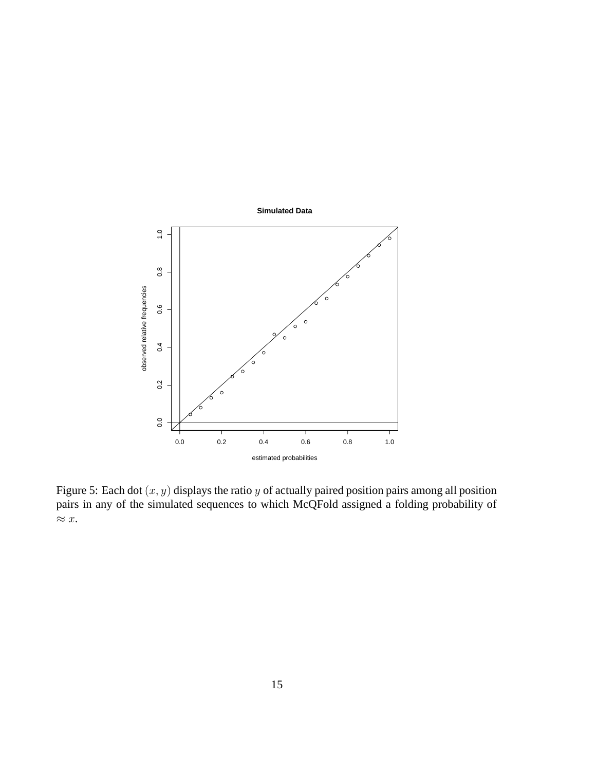Figure 5: Each dot $(x, y)$ displays the ratio $y$ of actually paired position pairs among all position pairs in any of the simulated sequences to which McQFold assigned a folding probability of $\approx x$.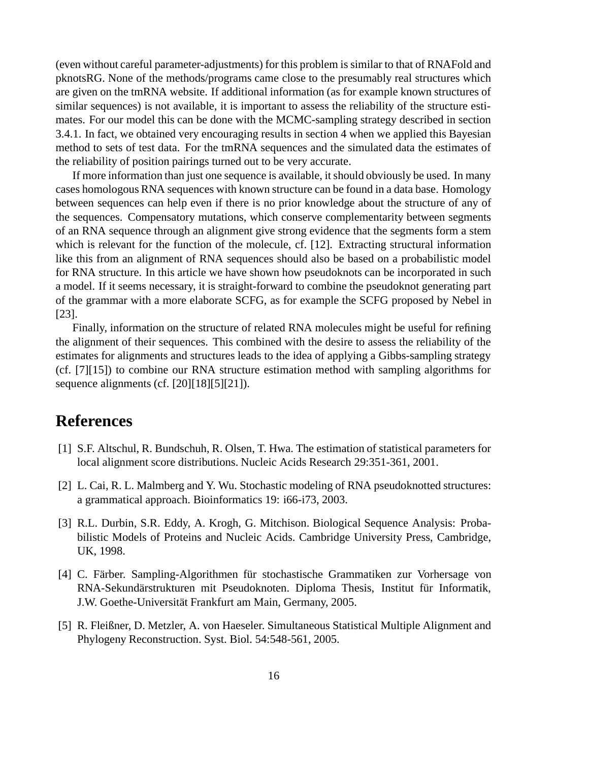(even without careful parameter-adjustments) for this problem is similar to that of RNAFold and pknotsRG. None of the methods/programs came close to the presumably real structures which are given on the tmRNA website. If additional information (as for example known structures of similar sequences) is not available, it is important to assess the reliability of the structure estimates. For our model this can be done with the MCMC-sampling strategy described in section 3.4.1. In fact, we obtained very encouraging results in section 4 when we applied this Bayesian method to sets of test data. For the tmRNA sequences and the simulated data the estimates of the reliability of position pairings turned out to be very accurate.

If more information than just one sequence is available, it should obviously be used. In many cases homologous RNA sequences with known structure can be found in a data base. Homology between sequences can help even if there is no prior knowledge about the structure of any of the sequences. Compensatory mutations, which conserve complementarity between segments of an RNA sequence through an alignment give strong evidence that the segments form a stem which is relevant for the function of the molecule, cf. [12]. Extracting structural information like this from an alignment of RNA sequences should also be based on a probabilistic model for RNA structure. In this article we have shown how pseudoknots can be incorporated in such a model. If it seems necessary, it is straight-forward to combine the pseudoknot generating part of the grammar with a more elaborate SCFG, as for example the SCFG proposed by Nebel in [23].

Finally, information on the structure of related RNA molecules might be useful for refining the alignment of their sequences. This combined with the desire to assess the reliability of the estimates for alignments and structures leads to the idea of applying a Gibbs-sampling strategy (cf. [7][15]) to combine our RNA structure estimation method with sampling algorithms for sequence alignments (cf. [20][18][5][21]).

# References

[1] S.F. Altschul, R. Bundschuh, R. Olsen, T. Hwa. The estimation of statistical parameters for local alignment score distributions. Nucleic Acids Research 29:351-361, 2001.

[2] L. Cai, R. L. Malmberg and Y. Wu. Stochastic modeling of RNA pseudoknotted structures: a grammatical approach. Bioinformatics 19: i66-i73, 2003.

[3] R.L. Durbin, S.R. Eddy, A. Krogh, G. Mitchison. Biological Sequence Analysis: Probabilistic Models of Proteins and Nucleic Acids. Cambridge University Press, Cambridge, UK, 1998.

[4] C. Färber. Sampling-Algorithmen für stochastische Grammatiken zur Vorhersage von RNA-Sekundärstrukturen mit Pseudoknoten. Diploma Thesis, Institut für Informatik, J.W. Goethe-Universität Frankfurt am Main, Germany, 2005.

[5] R. Fleißner, D. Metzler, A. von Haeseler. Simultaneous Statistical Multiple Alignment and Phylogeny Reconstruction. Syst. Biol. 54:548-561, 2005.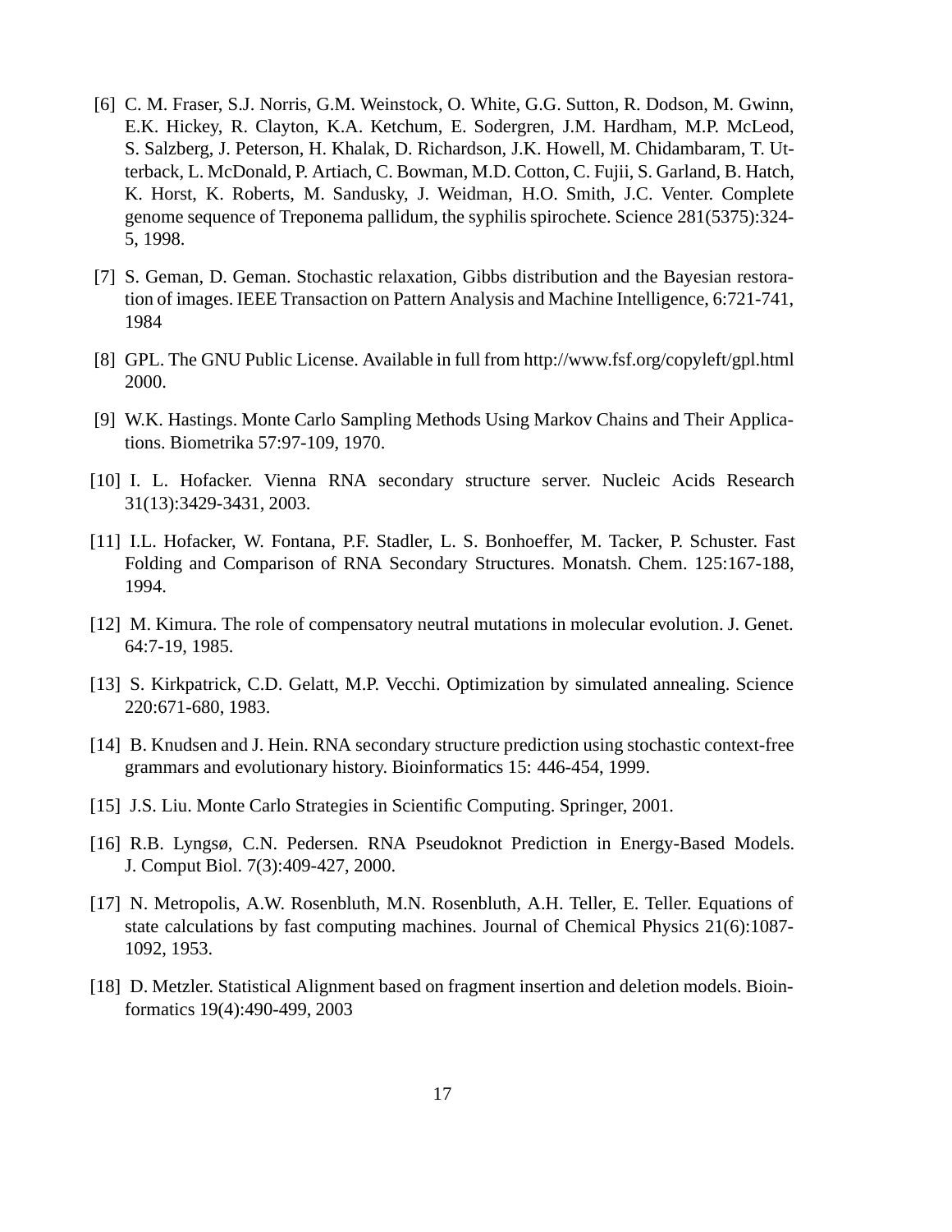[6] C. M. Fraser, S.J. Norris, G.M. Weinstock, O. White, G.G. Sutton, R. Dodson, M. Gwinn, E.K. Hickey, R. Clayton, K.A. Ketchum, E. Sodergren, J.M. Hardham, M.P. McLeod, S. Salzberg, J. Peterson, H. Khalak, D. Richardson, J.K. Howell, M. Chidambaram, T. Utterback, L. McDonald, P. Artiach, C. Bowman, M.D. Cotton, C. Fujii, S. Garland, B. Hatch, K. Horst, K. Roberts, M. Sandusky, J. Weidman, H.O. Smith, J.C. Venter. Complete genome sequence of Treponema pallidum, the syphilis spirochete. Science 281(5375):324-5, 1998.

[7] S. Geman, D. Geman. Stochastic relaxation, Gibbs distribution and the Bayesian restoration of images. IEEE Transaction on Pattern Analysis and Machine Intelligence, 6:721-741, 1984

[8] GPL. The GNU Public License. Available in full from http://www.fsf.org/copyleft/gpl.html 2000.

[9] W.K. Hastings. Monte Carlo Sampling Methods Using Markov Chains and Their Applications. Biometrika 57:97-109, 1970.

[10] I. L. Hofacker. Vienna RNA secondary structure server. Nucleic Acids Research 31(13):3429-3431, 2003.

[11] I.L. Hofacker, W. Fontana, P.F. Stadler, L. S. Bonhoeffer, M. Tacker, P. Schuster. Fast Folding and Comparison of RNA Secondary Structures. Monatsh. Chem. 125:167-188, 1994.

[12] M. Kimura. The role of compensatory neutral mutations in molecular evolution. J. Genet. 64:7-19, 1985.

[13] S. Kirkpatrick, C.D. Gelatt, M.P. Vecchi. Optimization by simulated annealing. Science 220:671-680, 1983.

[14] B. Knudsen and J. Hein. RNA secondary structure prediction using stochastic context-free grammars and evolutionary history. Bioinformatics 15: 446-454, 1999.

[15] J.S. Liu. Monte Carlo Strategies in Scientific Computing. Springer, 2001.

[16] R.B. Lyngsø, C.N. Pedersen. RNA Pseudoknot Prediction in Energy-Based Models. J. Comput Biol. 7(3):409-427, 2000.

[17] N. Metropolis, A.W. Rosenbluth, M.N. Rosenbluth, A.H. Teller, E. Teller. Equations of state calculations by fast computing machines. Journal of Chemical Physics 21(6):1087-1092, 1953.

[18] D. Metzler. Statistical Alignment based on fragment insertion and deletion models. Bioinformatics 19(4):490-499, 2003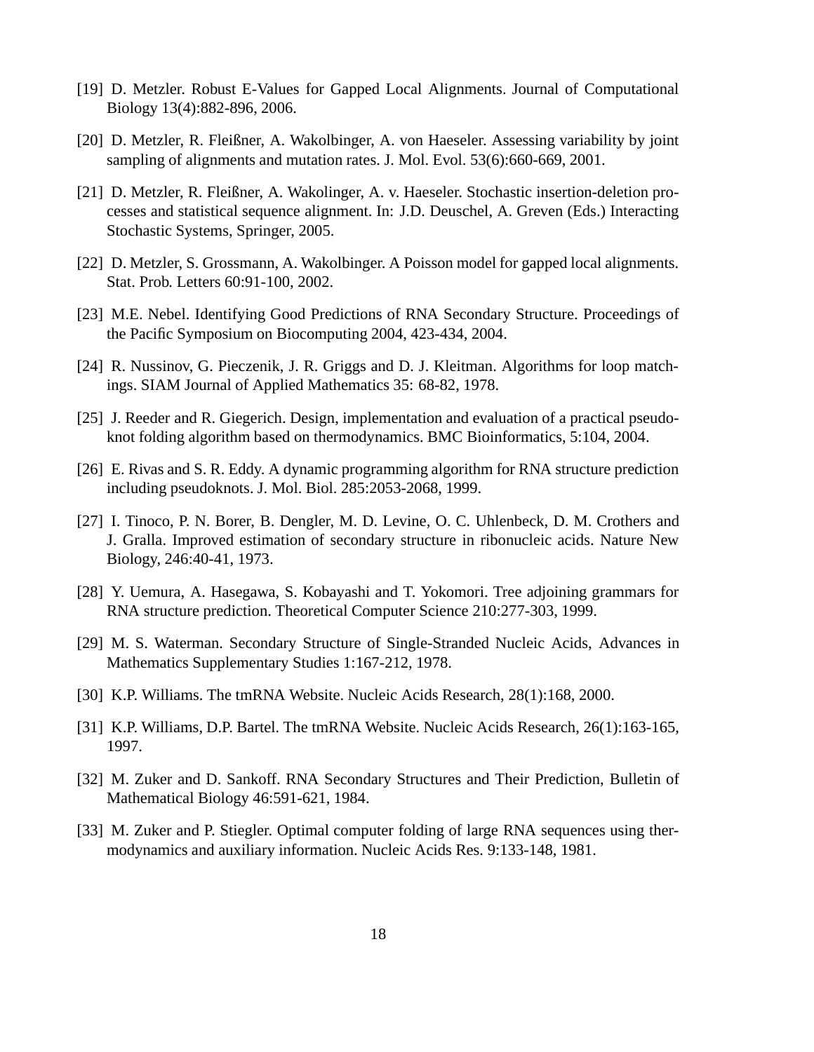[19] D. Metzler. Robust E-Values for Gapped Local Alignments. Journal of Computational Biology 13(4):882-896, 2006.

[20] D. Metzler, R. Fleißner, A. Wakolbinger, A. von Haeseler. Assessing variability by joint sampling of alignments and mutation rates. J. Mol. Evol. 53(6):660-669, 2001.

[21] D. Metzler, R. Fleißner, A. Wakolinger, A. v. Haeseler. Stochastic insertion-deletion processes and statistical sequence alignment. In: J.D. Deuschel, A. Greven (Eds.) Interacting Stochastic Systems, Springer, 2005.

[22] D. Metzler, S. Grossmann, A. Wakolbinger. A Poisson model for gapped local alignments. Stat. Prob. Letters 60:91-100, 2002.

[23] M.E. Nebel. Identifying Good Predictions of RNA Secondary Structure. Proceedings of the Pacific Symposium on Biocomputing 2004, 423-434, 2004.

[24] R. Nussinov, G. Pieczenik, J. R. Griggs and D. J. Kleitman. Algorithms for loop matchings. SIAM Journal of Applied Mathematics 35: 68-82, 1978.

[25] J. Reeder and R. Giegerich. Design, implementation and evaluation of a practical pseudoknot folding algorithm based on thermodynamics. BMC Bioinformatics, 5:104, 2004.

[26] E. Rivas and S. R. Eddy. A dynamic programming algorithm for RNA structure prediction including pseudoknots. J. Mol. Biol. 285:2053-2068, 1999.

[27] I. Tinoco, P. N. Borer, B. Dengler, M. D. Levine, O. C. Uhlenbeck, D. M. Crothers and J. Gralla. Improved estimation of secondary structure in ribonucleic acids. Nature New Biology, 246:40-41, 1973.

[28] Y. Uemura, A. Hasegawa, S. Kobayashi and T. Yokomori. Tree adjoining grammars for RNA structure prediction. Theoretical Computer Science 210:277-303, 1999.

[29] M. S. Waterman. Secondary Structure of Single-Stranded Nucleic Acids, Advances in Mathematics Supplementary Studies 1:167-212, 1978.

[30] K.P. Williams. The tmRNA Website. Nucleic Acids Research, 28(1):168, 2000.

[31] K.P. Williams, D.P. Bartel. The tmRNA Website. Nucleic Acids Research, 26(1):163-165, 1997.

[32] M. Zuker and D. Sankoff. RNA Secondary Structures and Their Prediction, Bulletin of Mathematical Biology 46:591-621, 1984.

[33] M. Zuker and P. Stiegler. Optimal computer folding of large RNA sequences using thermodynamics and auxiliary information. Nucleic Acids Res. 9:133-148, 1981.